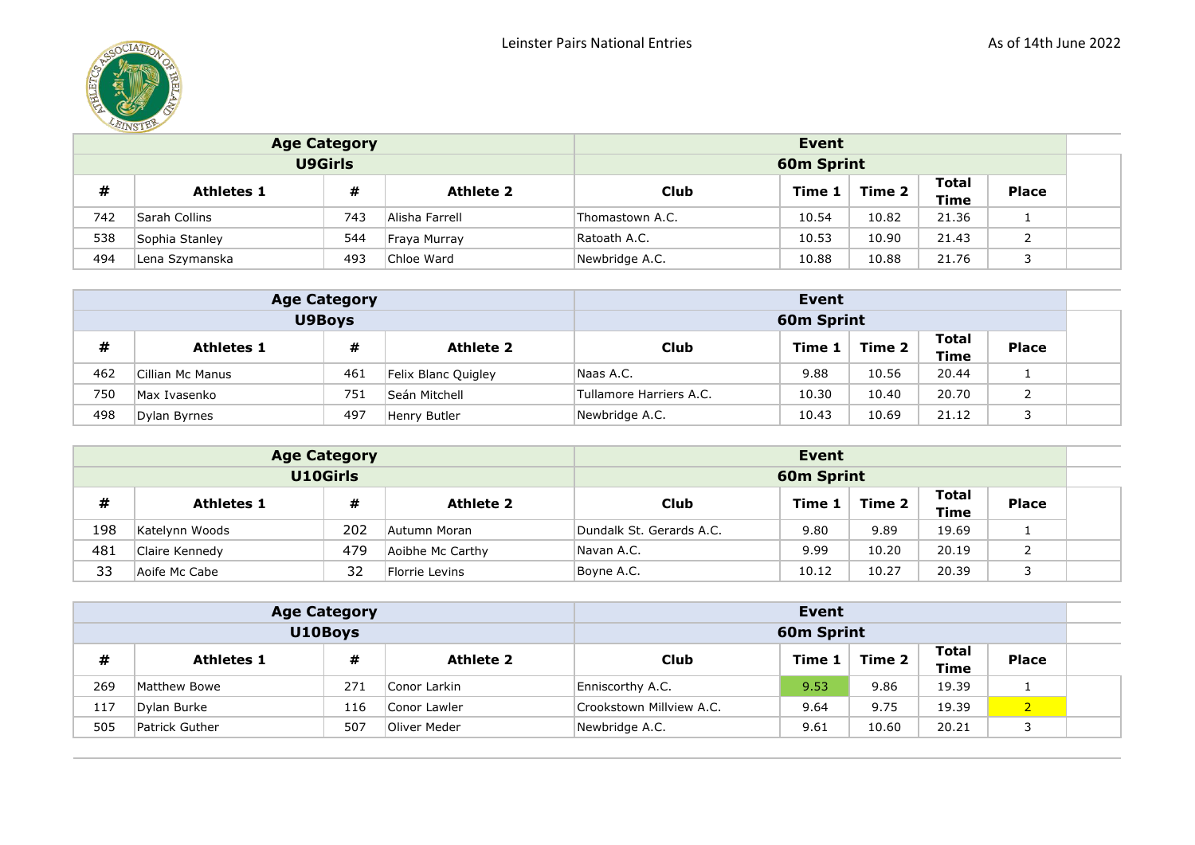Leinster Pairs National Entries

As of 14th June 2022

| Age Category | | | | Event | | | | |
|---|---|---|---|---|---|---|---|---|
| U9Girls | | | | 60m Sprint | | | | |
| # | Athletes 1 | # | Athlete 2 | Club | Time 1 | Time 2 | Total Time | Place |
| 742 | Sarah Collins | 743 | Alisha Farrell | Thomastown A.C. | 10.54 | 10.82 | 21.36 | 1 |
| 538 | Sophia Stanley | 544 | Fraya Murray | Ratoath A.C. | 10.53 | 10.90 | 21.43 | 2 |
| 494 | Lena Szymanska | 493 | Chloe Ward | Newbridge A.C. | 10.88 | 10.88 | 21.76 | 3 |

| Age Category | | | | Event | | | | |
|---|---|---|---|---|---|---|---|---|
| U9Boys | | | | 60m Sprint | | | | |
| # | Athletes 1 | # | Athlete 2 | Club | Time 1 | Time 2 | Total Time | Place |
| 462 | Cillian Mc Manus | 461 | Felix Blanc Quigley | Naas A.C. | 9.88 | 10.56 | 20.44 | 1 |
| 750 | Max Ivasenko | 751 | Seán Mitchell | Tullamore Harriers A.C. | 10.30 | 10.40 | 20.70 | 2 |
| 498 | Dylan Byrnes | 497 | Henry Butler | Newbridge A.C. | 10.43 | 10.69 | 21.12 | 3 |

| Age Category | | | | Event | | | | |
|---|---|---|---|---|---|---|---|---|
| U10Girls | | | | 60m Sprint | | | | |
| # | Athletes 1 | # | Athlete 2 | Club | Time 1 | Time 2 | Total Time | Place |
| 198 | Katelynn Woods | 202 | Autumn Moran | Dundalk St. Gerards A.C. | 9.80 | 9.89 | 19.69 | 1 |
| 481 | Claire Kennedy | 479 | Aoibhe Mc Carthy | Navan A.C. | 9.99 | 10.20 | 20.19 | 2 |
| 33 | Aoife Mc Cabe | 32 | Florrie Levins | Boyne A.C. | 10.12 | 10.27 | 20.39 | 3 |

| Age Category | | | | Event | | | | |
|---|---|---|---|---|---|---|---|---|
| U10Boys | | | | 60m Sprint | | | | |
| # | Athletes 1 | # | Athlete 2 | Club | Time 1 | Time 2 | Total Time | Place |
| 269 | Matthew Bowe | 271 | Conor Larkin | Enniscorthy A.C. | 9.53 | 9.86 | 19.39 | 1 |
| 117 | Dylan Burke | 116 | Conor Lawler | Crookstown Millview A.C. | 9.64 | 9.75 | 19.39 | 2 |
| 505 | Patrick Guther | 507 | Oliver Meder | Newbridge A.C. | 9.61 | 10.60 | 20.21 | 3 |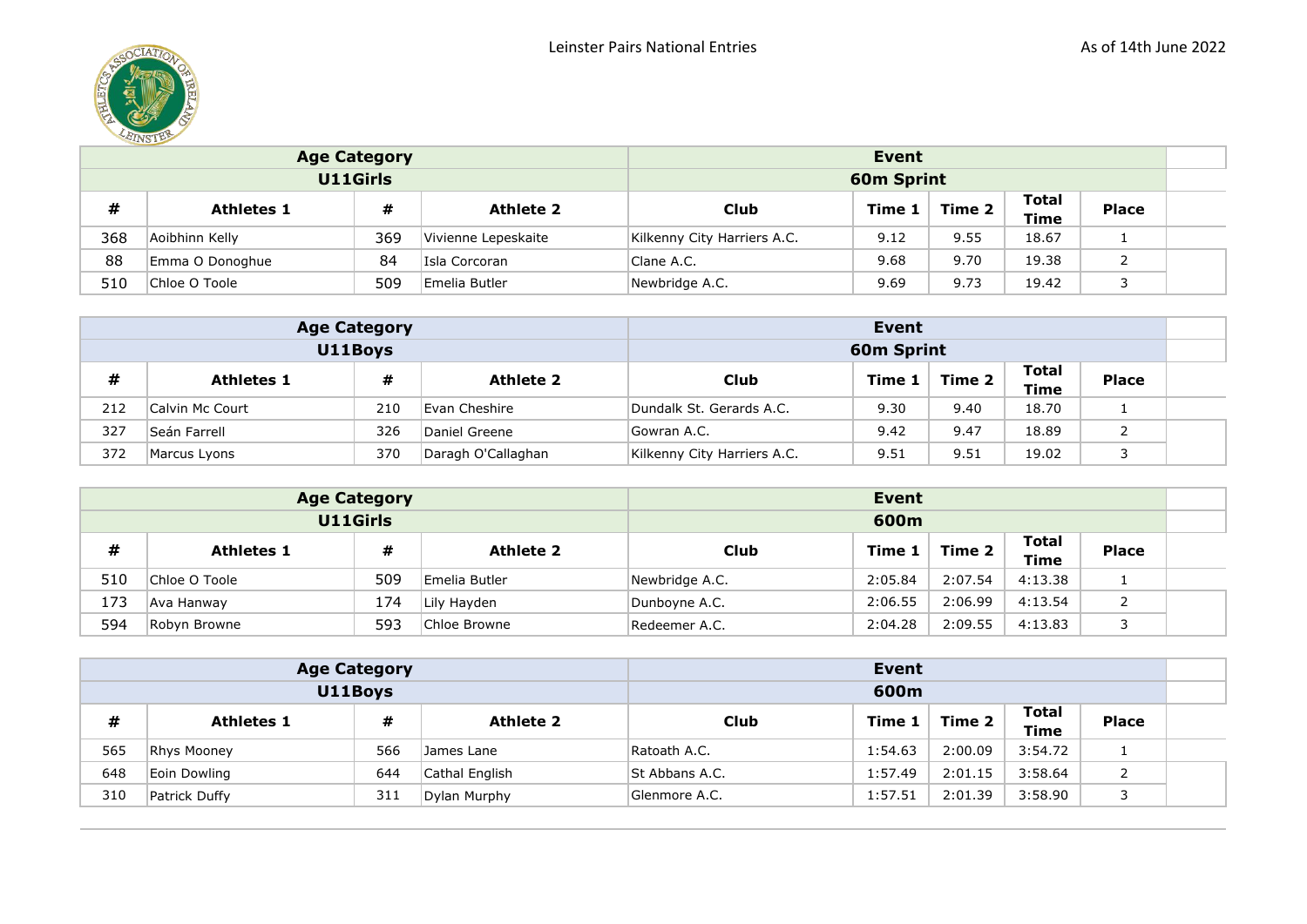Leinster Pairs National Entries

As of 14th June 2022

| Age Category | | | | Event | | | | |
|---|---|---|---|---|---|---|---|---|
| U11Girls | | | | 60m Sprint | | | | |
| # | Athletes 1 | # | Athlete 2 | Club | Time 1 | Time 2 | Total Time | Place |
| 368 | Aoibhinn Kelly | 369 | Vivienne Lepeskaite | Kilkenny City Harriers A.C. | 9.12 | 9.55 | 18.67 | 1 |
| 88 | Emma O Donoghue | 84 | Isla Corcoran | Clane A.C. | 9.68 | 9.70 | 19.38 | 2 |
| 510 | Chloe O Toole | 509 | Emelia Butler | Newbridge A.C. | 9.69 | 9.73 | 19.42 | 3 |

| Age Category | | | | Event | | | | |
|---|---|---|---|---|---|---|---|---|
| U11Boys | | | | 60m Sprint | | | | |
| # | Athletes 1 | # | Athlete 2 | Club | Time 1 | Time 2 | Total Time | Place |
| 212 | Calvin Mc Court | 210 | Evan Cheshire | Dundalk St. Gerards A.C. | 9.30 | 9.40 | 18.70 | 1 |
| 327 | Seán Farrell | 326 | Daniel Greene | Gowran A.C. | 9.42 | 9.47 | 18.89 | 2 |
| 372 | Marcus Lyons | 370 | Daragh O'Callaghan | Kilkenny City Harriers A.C. | 9.51 | 9.51 | 19.02 | 3 |

| Age Category | | | | Event | | | | |
|---|---|---|---|---|---|---|---|---|
| U11Girls | | | | 600m | | | | |
| # | Athletes 1 | # | Athlete 2 | Club | Time 1 | Time 2 | Total Time | Place |
| 510 | Chloe O Toole | 509 | Emelia Butler | Newbridge A.C. | 2:05.84 | 2:07.54 | 4:13.38 | 1 |
| 173 | Ava Hanway | 174 | Lily Hayden | Dunboyne A.C. | 2:06.55 | 2:06.99 | 4:13.54 | 2 |
| 594 | Robyn Browne | 593 | Chloe Browne | Redeemer A.C. | 2:04.28 | 2:09.55 | 4:13.83 | 3 |

| Age Category | | | | Event | | | | |
|---|---|---|---|---|---|---|---|---|
| U11Boys | | | | 600m | | | | |
| # | Athletes 1 | # | Athlete 2 | Club | Time 1 | Time 2 | Total Time | Place |
| 565 | Rhys Mooney | 566 | James Lane | Ratoath A.C. | 1:54.63 | 2:00.09 | 3:54.72 | 1 |
| 648 | Eoin Dowling | 644 | Cathal English | St Abbans A.C. | 1:57.49 | 2:01.15 | 3:58.64 | 2 |
| 310 | Patrick Duffy | 311 | Dylan Murphy | Glenmore A.C. | 1:57.51 | 2:01.39 | 3:58.90 | 3 |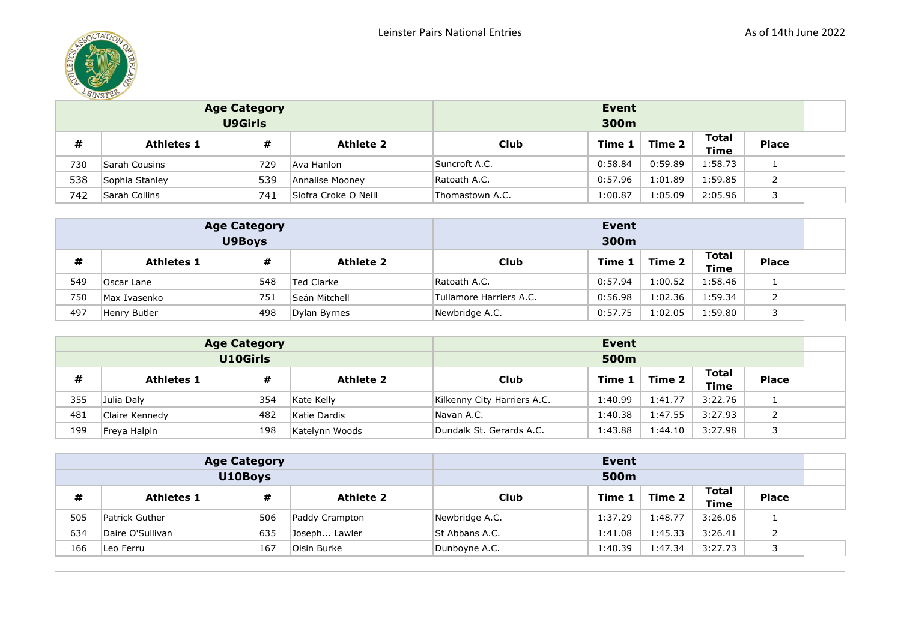## Leinster Pairs National Entries

As of 14th June 2022

| Age Category | | | | Event | | | | |
|---|---|---|---|---|---|---|---|---|
| U9Girls | | | | 300m | | | | |
| # | Athletes 1 | # | Athlete 2 | Club | Time 1 | Time 2 | Total Time | Place |
| 730 | Sarah Cousins | 729 | Ava Hanlon | Suncroft A.C. | 0:58.84 | 0:59.89 | 1:58.73 | 1 |
| 538 | Sophia Stanley | 539 | Annalise Mooney | Ratoath A.C. | 0:57.96 | 1:01.89 | 1:59.85 | 2 |
| 742 | Sarah Collins | 741 | Siofra Croke O Neill | Thomastown A.C. | 1:00.87 | 1:05.09 | 2:05.96 | 3 |

| Age Category | | | | Event | | | | |
|---|---|---|---|---|---|---|---|---|
| U9Boys | | | | 300m | | | | |
| # | Athletes 1 | # | Athlete 2 | Club | Time 1 | Time 2 | Total Time | Place |
| 549 | Oscar Lane | 548 | Ted Clarke | Ratoath A.C. | 0:57.94 | 1:00.52 | 1:58.46 | 1 |
| 750 | Max Ivasenko | 751 | Seán Mitchell | Tullamore Harriers A.C. | 0:56.98 | 1:02.36 | 1:59.34 | 2 |
| 497 | Henry Butler | 498 | Dylan Byrnes | Newbridge A.C. | 0:57.75 | 1:02.05 | 1:59.80 | 3 |

| Age Category | | | | Event | | | | |
|---|---|---|---|---|---|---|---|---|
| U10Girls | | | | 500m | | | | |
| # | Athletes 1 | # | Athlete 2 | Club | Time 1 | Time 2 | Total Time | Place |
| 355 | Julia Daly | 354 | Kate Kelly | Kilkenny City Harriers A.C. | 1:40.99 | 1:41.77 | 3:22.76 | 1 |
| 481 | Claire Kennedy | 482 | Katie Dardis | Navan A.C. | 1:40.38 | 1:47.55 | 3:27.93 | 2 |
| 199 | Freya Halpin | 198 | Katelynn Woods | Dundalk St. Gerards A.C. | 1:43.88 | 1:44.10 | 3:27.98 | 3 |

| Age Category | | | | Event | | | | |
|---|---|---|---|---|---|---|---|---|
| U10Boys | | | | 500m | | | | |
| # | Athletes 1 | # | Athlete 2 | Club | Time 1 | Time 2 | Total Time | Place |
| 505 | Patrick Guther | 506 | Paddy Crampton | Newbridge A.C. | 1:37.29 | 1:48.77 | 3:26.06 | 1 |
| 634 | Daire O'Sullivan | 635 | Joseph... Lawler | St Abbans A.C. | 1:41.08 | 1:45.33 | 3:26.41 | 2 |
| 166 | Leo Ferru | 167 | Oisin Burke | Dunboyne A.C. | 1:40.39 | 1:47.34 | 3:27.73 | 3 |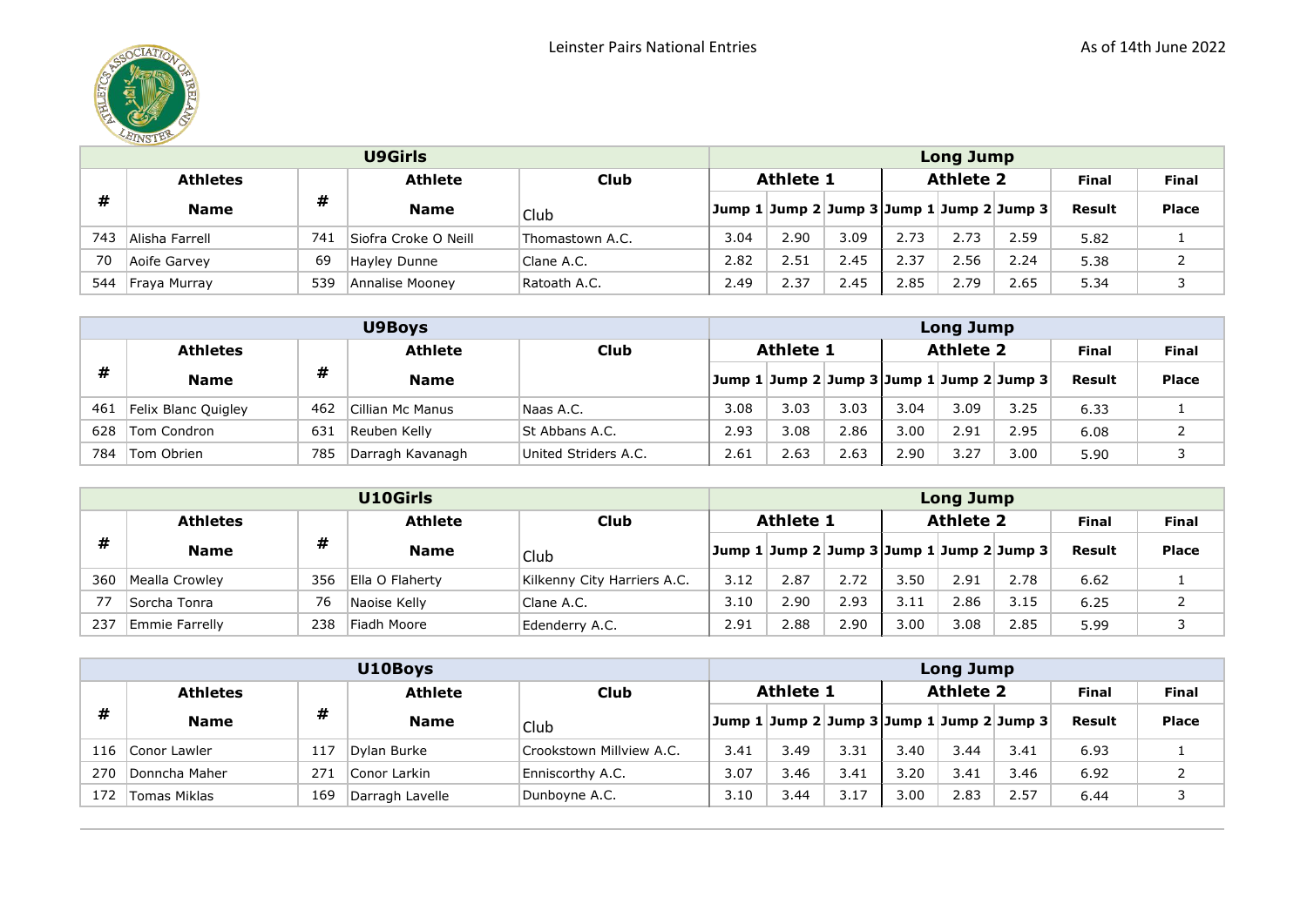Leinster Pairs National Entries

As of 14th June 2022

| U9Girls | | | | | Long Jump | | | | | | | |
|---|---|---|---|---|---|---|---|---|---|---|---|---|
| # | Athletes | # | Athlete | Club | Athlete 1 | | | Athlete 2 | | | Final | Final |
| | Name | | Name | Club | Jump 1 | Jump 2 | Jump 3 | Jump 1 | Jump 2 | Jump 3 | Result | Place |
| 743 | Alisha Farrell | 741 | Siofra Croke O Neill | Thomastown A.C. | 3.04 | 2.90 | 3.09 | 2.73 | 2.73 | 2.59 | 5.82 | 1 |
| 70 | Aoife Garvey | 69 | Hayley Dunne | Clane A.C. | 2.82 | 2.51 | 2.45 | 2.37 | 2.56 | 2.24 | 5.38 | 2 |
| 544 | Fraya Murray | 539 | Annalise Mooney | Ratoath A.C. | 2.49 | 2.37 | 2.45 | 2.85 | 2.79 | 2.65 | 5.34 | 3 |

| U9Boys | | | | | Long Jump | | | | | | | |
|---|---|---|---|---|---|---|---|---|---|---|---|---|
| # | Athletes | # | Athlete | Club | Athlete 1 | | | Athlete 2 | | | Final | Final |
| | Name | | Name | | Jump 1 | Jump 2 | Jump 3 | Jump 1 | Jump 2 | Jump 3 | Result | Place |
| 461 | Felix Blanc Quigley | 462 | Cillian Mc Manus | Naas A.C. | 3.08 | 3.03 | 3.03 | 3.04 | 3.09 | 3.25 | 6.33 | 1 |
| 628 | Tom Condron | 631 | Reuben Kelly | St Abbans A.C. | 2.93 | 3.08 | 2.86 | 3.00 | 2.91 | 2.95 | 6.08 | 2 |
| 784 | Tom Obrien | 785 | Darragh Kavanagh | United Striders A.C. | 2.61 | 2.63 | 2.63 | 2.90 | 3.27 | 3.00 | 5.90 | 3 |

| U10Girls | | | | | Long Jump | | | | | | | |
|---|---|---|---|---|---|---|---|---|---|---|---|---|
| # | Athletes | # | Athlete | Club | Athlete 1 | | | Athlete 2 | | | Final | Final |
| | Name | | Name | Club | Jump 1 | Jump 2 | Jump 3 | Jump 1 | Jump 2 | Jump 3 | Result | Place |
| 360 | Mealla Crowley | 356 | Ella O Flaherty | Kilkenny City Harriers A.C. | 3.12 | 2.87 | 2.72 | 3.50 | 2.91 | 2.78 | 6.62 | 1 |
| 77 | Sorcha Tonra | 76 | Naoise Kelly | Clane A.C. | 3.10 | 2.90 | 2.93 | 3.11 | 2.86 | 3.15 | 6.25 | 2 |
| 237 | Emmie Farrelly | 238 | Fiadh Moore | Edenderry A.C. | 2.91 | 2.88 | 2.90 | 3.00 | 3.08 | 2.85 | 5.99 | 3 |

| U10Boys | | | | | Long Jump | | | | | | | |
|---|---|---|---|---|---|---|---|---|---|---|---|---|
| # | Athletes | # | Athlete | Club | Athlete 1 | | | Athlete 2 | | | Final | Final |
| | Name | | Name | Club | Jump 1 | Jump 2 | Jump 3 | Jump 1 | Jump 2 | Jump 3 | Result | Place |
| 116 | Conor Lawler | 117 | Dylan Burke | Crookstown Millview A.C. | 3.41 | 3.49 | 3.31 | 3.40 | 3.44 | 3.41 | 6.93 | 1 |
| 270 | Donncha Maher | 271 | Conor Larkin | Enniscorthy A.C. | 3.07 | 3.46 | 3.41 | 3.20 | 3.41 | 3.46 | 6.92 | 2 |
| 172 | Tomas Miklas | 169 | Darragh Lavelle | Dunboyne A.C. | 3.10 | 3.44 | 3.17 | 3.00 | 2.83 | 2.57 | 6.44 | 3 |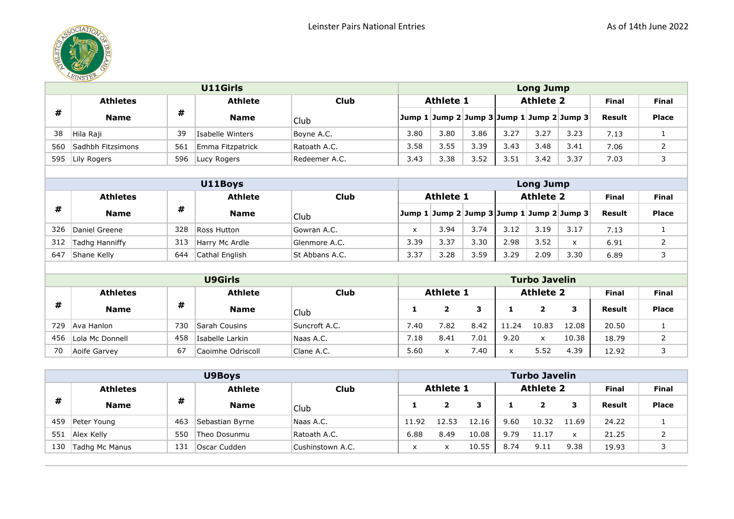Leinster Pairs National Entries

As of 14th June 2022

| # | Athletes Name | # | Athlete Name | Club | Athlete 1 | | | Athlete 2 | | | Final | Final |
|---|---|---|---|---|---|---|---|---|---|---|---|---|
| **U11Girls** | | | | | **Long Jump** | | | | | | | |
| | | | | | Jump 1 | Jump 2 | Jump 3 | Jump 1 | Jump 2 | Jump 3 | Result | Place |
| 38 | Hila Raji | 39 | Isabelle Winters | Boyne A.C. | 3.80 | 3.80 | 3.86 | 3.27 | 3.27 | 3.23 | 7.13 | 1 |
| 560 | Sadhbh Fitzsimons | 561 | Emma Fitzpatrick | Ratoath A.C. | 3.58 | 3.55 | 3.39 | 3.43 | 3.48 | 3.41 | 7.06 | 2 |
| 595 | Lily Rogers | 596 | Lucy Rogers | Redeemer A.C. | 3.43 | 3.38 | 3.52 | 3.51 | 3.42 | 3.37 | 7.03 | 3 |

| # | Athletes Name | # | Athlete Name | Club | Athlete 1 | | | Athlete 2 | | | Final | Final |
|---|---|---|---|---|---|---|---|---|---|---|---|---|
| **U11Boys** | | | | | **Long Jump** | | | | | | | |
| | | | | | Jump 1 | Jump 2 | Jump 3 | Jump 1 | Jump 2 | Jump 3 | Result | Place |
| 326 | Daniel Greene | 328 | Ross Hutton | Gowran A.C. | x | 3.94 | 3.74 | 3.12 | 3.19 | 3.17 | 7.13 | 1 |
| 312 | Tadhg Hanniffy | 313 | Harry Mc Ardle | Glenmore A.C. | 3.39 | 3.37 | 3.30 | 2.98 | 3.52 | x | 6.91 | 2 |
| 647 | Shane Kelly | 644 | Cathal English | St Abbans A.C. | 3.37 | 3.28 | 3.59 | 3.29 | 2.09 | 3.30 | 6.89 | 3 |

| # | Athletes Name | # | Athlete Name | Club | Athlete 1 | | | Athlete 2 | | | Final | Final |
|---|---|---|---|---|---|---|---|---|---|---|---|---|
| **U9Girls** | | | | | **Turbo Javelin** | | | | | | | |
| | | | | | 1 | 2 | 3 | 1 | 2 | 3 | Result | Place |
| 729 | Ava Hanlon | 730 | Sarah Cousins | Suncroft A.C. | 7.40 | 7.82 | 8.42 | 11.24 | 10.83 | 12.08 | 20.50 | 1 |
| 456 | Lola Mc Donnell | 458 | Isabelle Larkin | Naas A.C. | 7.18 | 8.41 | 7.01 | 9.20 | x | 10.38 | 18.79 | 2 |
| 70 | Aoife Garvey | 67 | Caoimhe Odriscoll | Clane A.C. | 5.60 | x | 7.40 | x | 5.52 | 4.39 | 12.92 | 3 |

| # | Athletes Name | # | Athlete Name | Club | Athlete 1 | | | Athlete 2 | | | Final | Final |
|---|---|---|---|---|---|---|---|---|---|---|---|---|
| **U9Boys** | | | | | **Turbo Javelin** | | | | | | | |
| | | | | | 1 | 2 | 3 | 1 | 2 | 3 | Result | Place |
| 459 | Peter Young | 463 | Sebastian Byrne | Naas A.C. | 11.92 | 12.53 | 12.16 | 9.60 | 10.32 | 11.69 | 24.22 | 1 |
| 551 | Alex Kelly | 550 | Theo Dosunmu | Ratoath A.C. | 6.88 | 8.49 | 10.08 | 9.79 | 11.17 | x | 21.25 | 2 |
| 130 | Tadhg Mc Manus | 131 | Oscar Cudden | Cushinstown A.C. | x | x | 10.55 | 8.74 | 9.11 | 9.38 | 19.93 | 3 |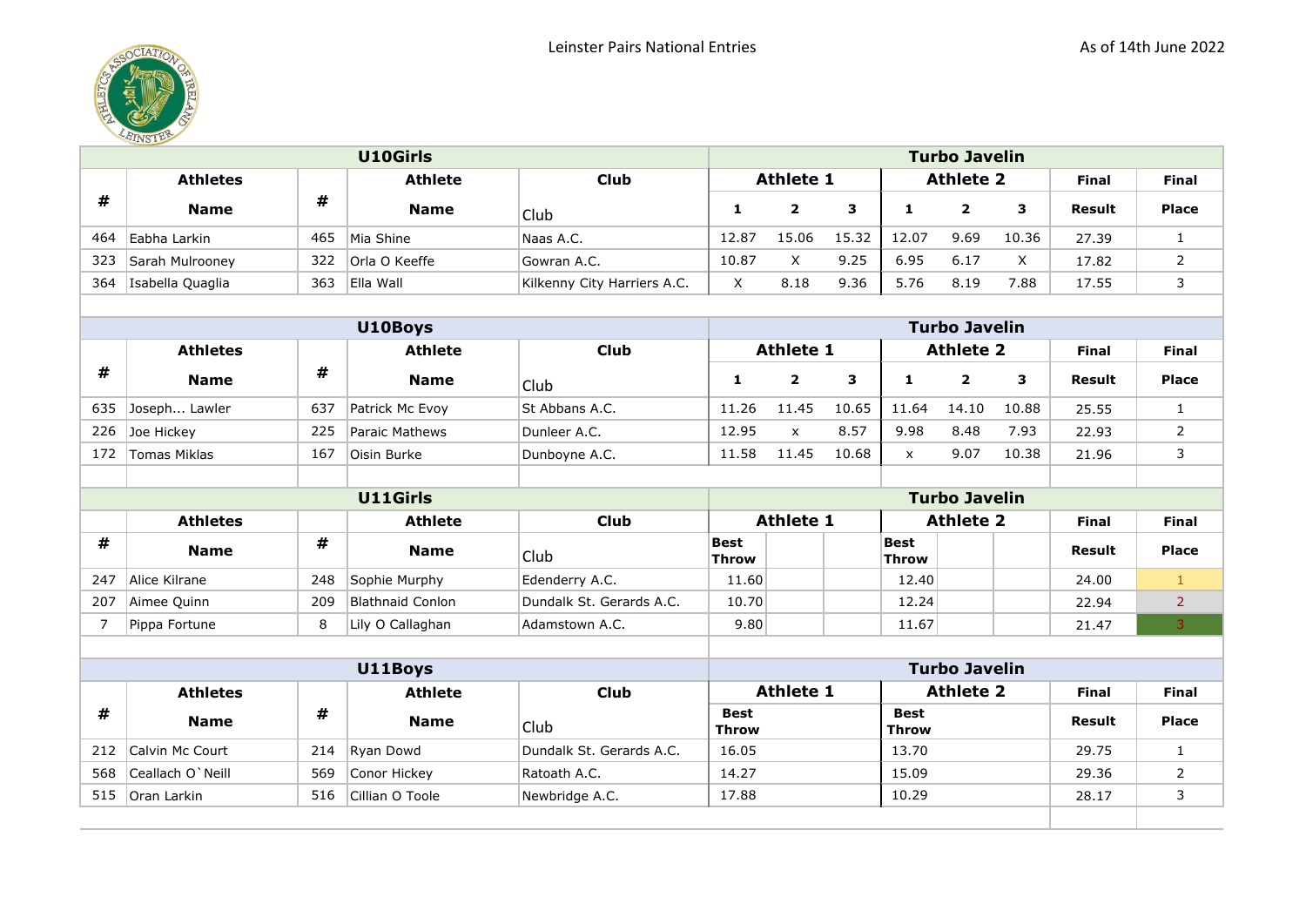Leinster Pairs National Entries

As of 14th June 2022

| U10Girls | | | | | Turbo Javelin | | | | | | | |
|---|---|---|---|---|---|---|---|---|---|---|---|---|
| # | Athletes Name | # | Athlete Name | Club | Athlete 1 | | | Athlete 2 | | | Final Result | Final Place |
| | | | | Club | 1 | 2 | 3 | 1 | 2 | 3 | | |
| 464 | Eabha Larkin | 465 | Mia Shine | Naas A.C. | 12.87 | 15.06 | 15.32 | 12.07 | 9.69 | 10.36 | 27.39 | 1 |
| 323 | Sarah Mulrooney | 322 | Orla O Keeffe | Gowran A.C. | 10.87 | X | 9.25 | 6.95 | 6.17 | X | 17.82 | 2 |
| 364 | Isabella Quaglia | 363 | Ella Wall | Kilkenny City Harriers A.C. | X | 8.18 | 9.36 | 5.76 | 8.19 | 7.88 | 17.55 | 3 |

| U10Boys | | | | | Turbo Javelin | | | | | | | |
|---|---|---|---|---|---|---|---|---|---|---|---|---|
| # | Athletes Name | # | Athlete Name | Club | Athlete 1 | | | Athlete 2 | | | Final Result | Final Place |
| | | | | Club | 1 | 2 | 3 | 1 | 2 | 3 | | |
| 635 | Joseph... Lawler | 637 | Patrick Mc Evoy | St Abbans A.C. | 11.26 | 11.45 | 10.65 | 11.64 | 14.10 | 10.88 | 25.55 | 1 |
| 226 | Joe Hickey | 225 | Paraic Mathews | Dunleer A.C. | 12.95 | x | 8.57 | 9.98 | 8.48 | 7.93 | 22.93 | 2 |
| 172 | Tomas Miklas | 167 | Oisin Burke | Dunboyne A.C. | 11.58 | 11.45 | 10.68 | x | 9.07 | 10.38 | 21.96 | 3 |

| U11Girls | | | | | Turbo Javelin | | | | | | | |
|---|---|---|---|---|---|---|---|---|---|---|---|---|
| # | Athletes Name | # | Athlete Name | Club | Athlete 1 | | | Athlete 2 | | | Final Result | Final Place |
| | | | | Club | Best Throw | | | Best Throw | | | | |
| 247 | Alice Kilrane | 248 | Sophie Murphy | Edenderry A.C. | 11.60 | | | 12.40 | | | 24.00 | 1 |
| 207 | Aimee Quinn | 209 | Blathnaid Conlon | Dundalk St. Gerards A.C. | 10.70 | | | 12.24 | | | 22.94 | 2 |
| 7 | Pippa Fortune | 8 | Lily O Callaghan | Adamstown A.C. | 9.80 | | | 11.67 | | | 21.47 | 3 |

| U11Boys | | | | | Turbo Javelin | | | |
|---|---|---|---|---|---|---|---|---|
| # | Athletes Name | # | Athlete Name | Club | Athlete 1 | Athlete 2 | Final Result | Final Place |
| | | | | Club | Best Throw | Best Throw | | |
| 212 | Calvin Mc Court | 214 | Ryan Dowd | Dundalk St. Gerards A.C. | 16.05 | 13.70 | 29.75 | 1 |
| 568 | Ceallach O`Neill | 569 | Conor Hickey | Ratoath A.C. | 14.27 | 15.09 | 29.36 | 2 |
| 515 | Oran Larkin | 516 | Cillian O Toole | Newbridge A.C. | 17.88 | 10.29 | 28.17 | 3 |